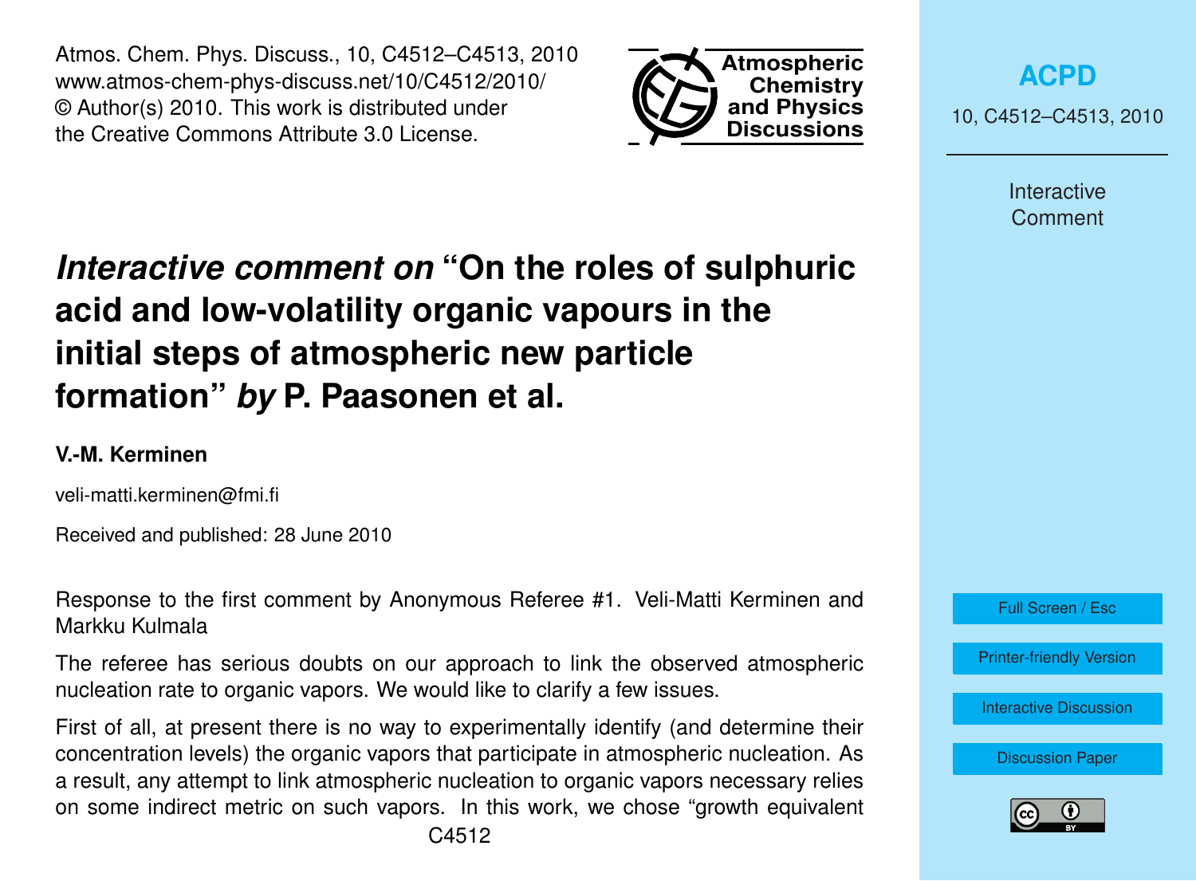# *Interactive comment on* "On the roles of sulphuric acid and low-volatility organic vapours in the initial steps of atmospheric new particle formation" *by* P. Paasonen et al.

**V.-M. Kerminen**

veli-matti.kerminen@fmi.fi

Received and published: 28 June 2010

Response to the first comment by Anonymous Referee #1. Veli-Matti Kerminen and Markku Kulmala

The referee has serious doubts on our approach to link the observed atmospheric nucleation rate to organic vapors. We would like to clarify a few issues.

First of all, at present there is no way to experimentally identify (and determine their concentration levels) the organic vapors that participate in atmospheric nucleation. As a result, any attempt to link atmospheric nucleation to organic vapors necessary relies on some indirect metric on such vapors. In this work, we chose "growth equivalent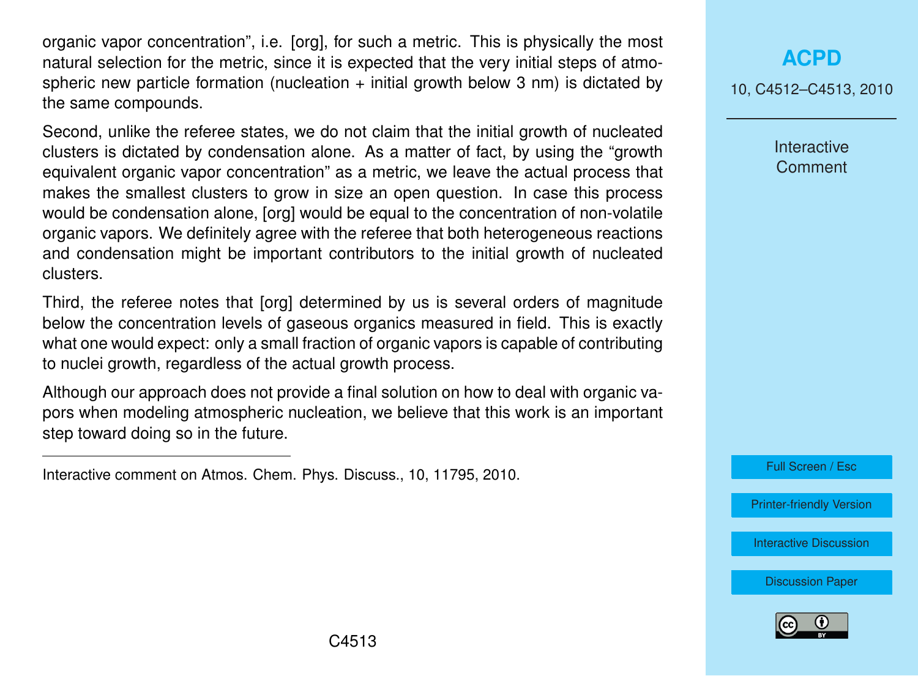organic vapor concentration", i.e. [org], for such a metric. This is physically the most natural selection for the metric, since it is expected that the very initial steps of atmospheric new particle formation (nucleation + initial growth below 3 nm) is dictated by the same compounds.

Second, unlike the referee states, we do not claim that the initial growth of nucleated clusters is dictated by condensation alone. As a matter of fact, by using the "growth equivalent organic vapor concentration" as a metric, we leave the actual process that makes the smallest clusters to grow in size an open question. In case this process would be condensation alone, [org] would be equal to the concentration of non-volatile organic vapors. We definitely agree with the referee that both heterogeneous reactions and condensation might be important contributors to the initial growth of nucleated clusters.

Third, the referee notes that [org] determined by us is several orders of magnitude below the concentration levels of gaseous organics measured in field. This is exactly what one would expect: only a small fraction of organic vapors is capable of contributing to nuclei growth, regardless of the actual growth process.

Although our approach does not provide a final solution on how to deal with organic vapors when modeling atmospheric nucleation, we believe that this work is an important step toward doing so in the future.

---

Interactive comment on Atmos. Chem. Phys. Discuss., 10, 11795, 2010.